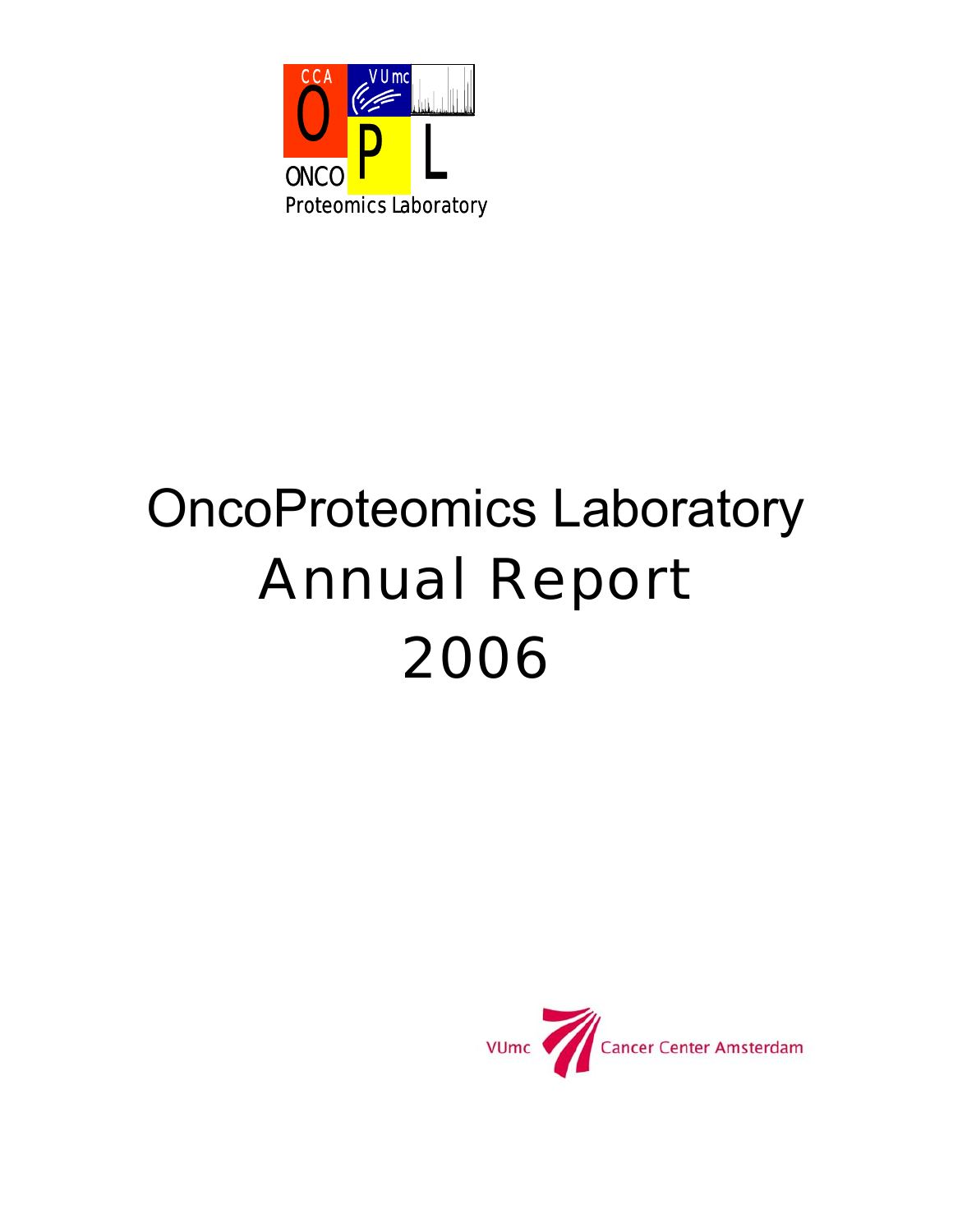CCA VUmc

O P L

ONCO Proteomics Laboratory

# OncoProteomics Laboratory Annual Report 2006

VUmc Cancer Center Amsterdam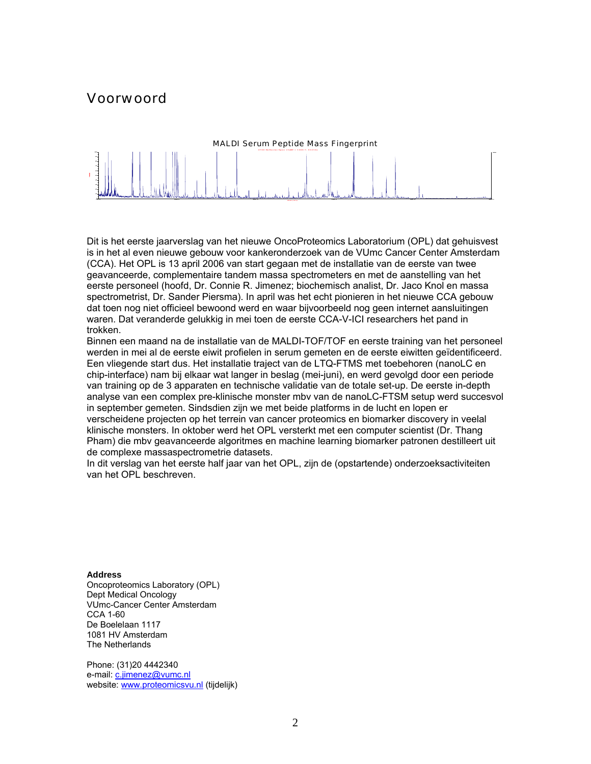# Voorwoord

MALDI Serum Peptide Mass Fingerprint

Dit is het eerste jaarverslag van het nieuwe OncoProteomics Laboratorium (OPL) dat gehuisvest is in het al even nieuwe gebouw voor kankeronderzoek van de VUmc Cancer Center Amsterdam (CCA). Het OPL is 13 april 2006 van start gegaan met de installatie van de eerste van twee geavanceerde, complementaire tandem massa spectrometers en met de aanstelling van het eerste personeel (hoofd, Dr. Connie R. Jimenez; biochemisch analist, Dr. Jaco Knol en massa spectrometrist, Dr. Sander Piersma). In april was het echt pionieren in het nieuwe CCA gebouw dat toen nog niet officieel bewoond werd en waar bijvoorbeeld nog geen internet aansluitingen waren. Dat veranderde gelukkig in mei toen de eerste CCA-V-ICI researchers het pand in trokken.

Binnen een maand na de installatie van de MALDI-TOF/TOF en eerste training van het personeel werden in mei al de eerste eiwit profielen in serum gemeten en de eerste eiwitten geïdentificeerd. Een vliegende start dus. Het installatie traject van de LTQ-FTMS met toebehoren (nanoLC en chip-interface) nam bij elkaar wat langer in beslag (mei-juni), en werd gevolgd door een periode van training op de 3 apparaten en technische validatie van de totale set-up. De eerste in-depth analyse van een complex pre-klinische monster mbv van de nanoLC-FTSM setup werd succesvol in september gemeten. Sindsdien zijn we met beide platforms in de lucht en lopen er verscheidene projecten op het terrein van cancer proteomics en biomarker discovery in veelal klinische monsters. In oktober werd het OPL versterkt met een computer scientist (Dr. Thang Pham) die mbv geavanceerde algoritmes en machine learning biomarker patronen destilleert uit de complexe massaspectrometrie datasets.

In dit verslag van het eerste half jaar van het OPL, zijn de (opstartende) onderzoeksactiviteiten van het OPL beschreven.

**Address**
Oncoproteomics Laboratory (OPL)
Dept Medical Oncology
VUmc-Cancer Center Amsterdam
CCA 1-60
De Boelelaan 1117
1081 HV Amsterdam
The Netherlands

Phone: (31)20 4442340
e-mail: c.jimenez@vumc.nl
website: www.proteomicsvu.nl (tijdelijk)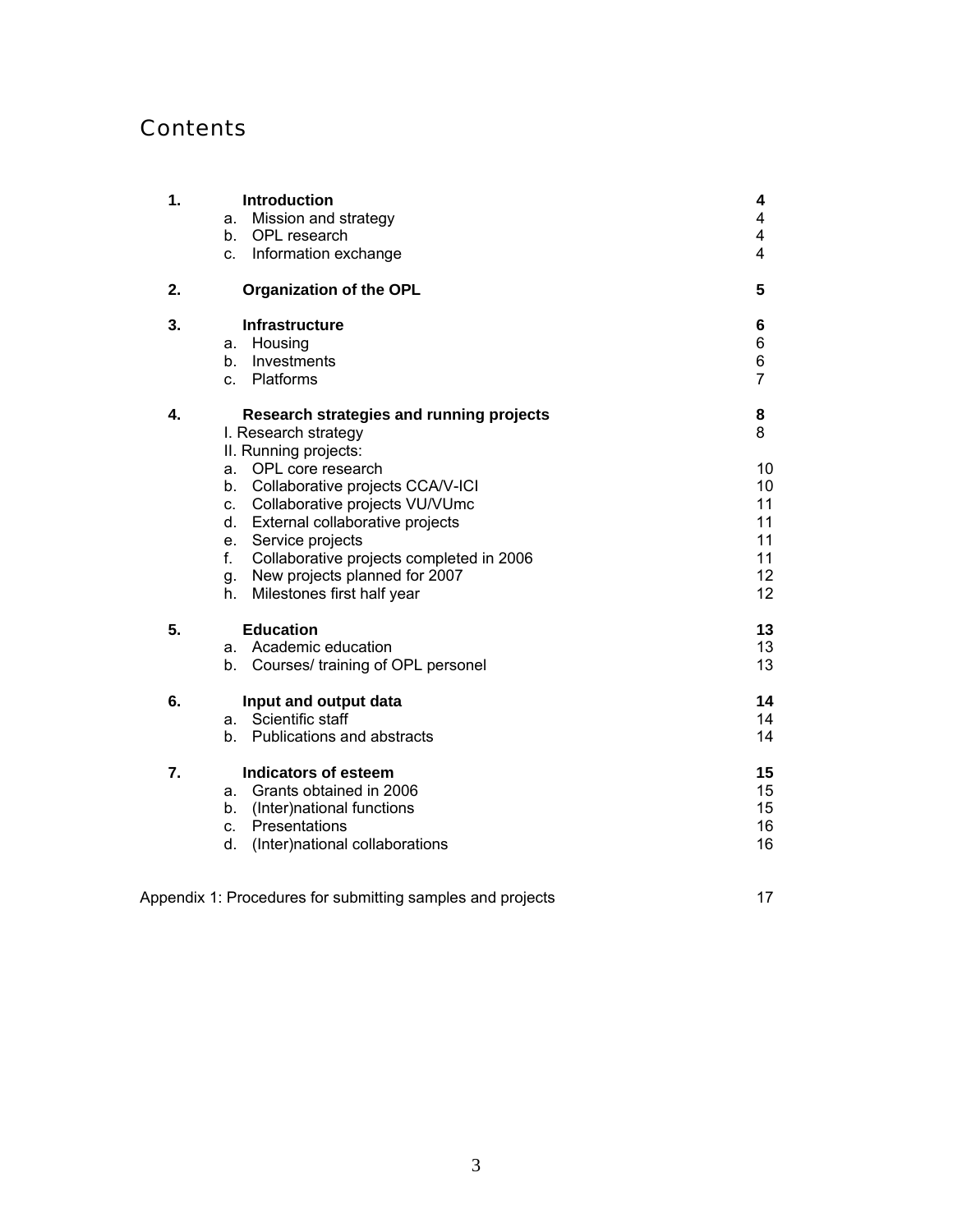# Contents

| | | |
|---|---|---|
| **1.** | **Introduction** | **4** |
| | a. Mission and strategy | 4 |
| | b. OPL research | 4 |
| | c. Information exchange | 4 |
| **2.** | **Organization of the OPL** | **5** |
| **3.** | **Infrastructure** | **6** |
| | a. Housing | 6 |
| | b. Investments | 6 |
| | c. Platforms | 7 |
| **4.** | **Research strategies and running projects** | **8** |
| | I. Research strategy | 8 |
| | II. Running projects: | |
| | a. OPL core research | 10 |
| | b. Collaborative projects CCA/V-ICI | 10 |
| | c. Collaborative projects VU/VUmc | 11 |
| | d. External collaborative projects | 11 |
| | e. Service projects | 11 |
| | f. Collaborative projects completed in 2006 | 11 |
| | g. New projects planned for 2007 | 12 |
| | h. Milestones first half year | 12 |
| **5.** | **Education** | **13** |
| | a. Academic education | 13 |
| | b. Courses/ training of OPL personel | 13 |
| **6.** | **Input and output data** | **14** |
| | a. Scientific staff | 14 |
| | b. Publications and abstracts | 14 |
| **7.** | **Indicators of esteem** | **15** |
| | a. Grants obtained in 2006 | 15 |
| | b. (Inter)national functions | 15 |
| | c. Presentations | 16 |
| | d. (Inter)national collaborations | 16 |

Appendix 1: Procedures for submitting samples and projects 17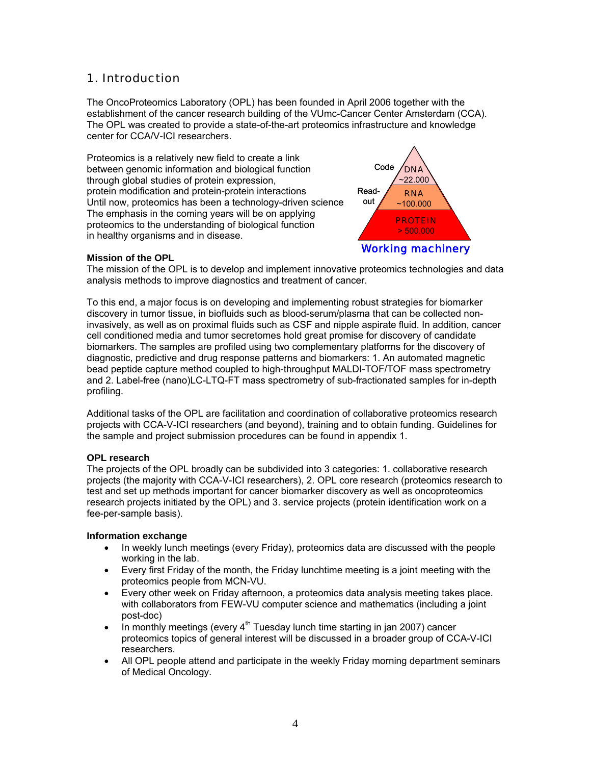## 1. Introduction

The OncoProteomics Laboratory (OPL) has been founded in April 2006 together with the establishment of the cancer research building of the VUmc-Cancer Center Amsterdam (CCA). The OPL was created to provide a state-of-the-art proteomics infrastructure and knowledge center for CCA/V-ICI researchers.

Proteomics is a relatively new field to create a link between genomic information and biological function through global studies of protein expression, protein modification and protein-protein interactions Until now, proteomics has been a technology-driven science The emphasis in the coming years will be on applying proteomics to the understanding of biological function in healthy organisms and in disease.

Code — DNA ~22.000
Read-out — RNA ~100.000
PROTEIN > 500.000
Working machinery

**Mission of the OPL**
The mission of the OPL is to develop and implement innovative proteomics technologies and data analysis methods to improve diagnostics and treatment of cancer.

To this end, a major focus is on developing and implementing robust strategies for biomarker discovery in tumor tissue, in biofluids such as blood-serum/plasma that can be collected non-invasively, as well as on proximal fluids such as CSF and nipple aspirate fluid. In addition, cancer cell conditioned media and tumor secretomes hold great promise for discovery of candidate biomarkers. The samples are profiled using two complementary platforms for the discovery of diagnostic, predictive and drug response patterns and biomarkers: 1. An automated magnetic bead peptide capture method coupled to high-throughput MALDI-TOF/TOF mass spectrometry and 2. Label-free (nano)LC-LTQ-FT mass spectrometry of sub-fractionated samples for in-depth profiling.

Additional tasks of the OPL are facilitation and coordination of collaborative proteomics research projects with CCA-V-ICI researchers (and beyond), training and to obtain funding. Guidelines for the sample and project submission procedures can be found in appendix 1.

**OPL research**
The projects of the OPL broadly can be subdivided into 3 categories: 1. collaborative research projects (the majority with CCA-V-ICI researchers), 2. OPL core research (proteomics research to test and set up methods important for cancer biomarker discovery as well as oncoproteomics research projects initiated by the OPL) and 3. service projects (protein identification work on a fee-per-sample basis).

**Information exchange**

- In weekly lunch meetings (every Friday), proteomics data are discussed with the people working in the lab.
- Every first Friday of the month, the Friday lunchtime meeting is a joint meeting with the proteomics people from MCN-VU.
- Every other week on Friday afternoon, a proteomics data analysis meeting takes place. with collaborators from FEW-VU computer science and mathematics (including a joint post-doc)
- In monthly meetings (every 4th Tuesday lunch time starting in jan 2007) cancer proteomics topics of general interest will be discussed in a broader group of CCA-V-ICI researchers.
- All OPL people attend and participate in the weekly Friday morning department seminars of Medical Oncology.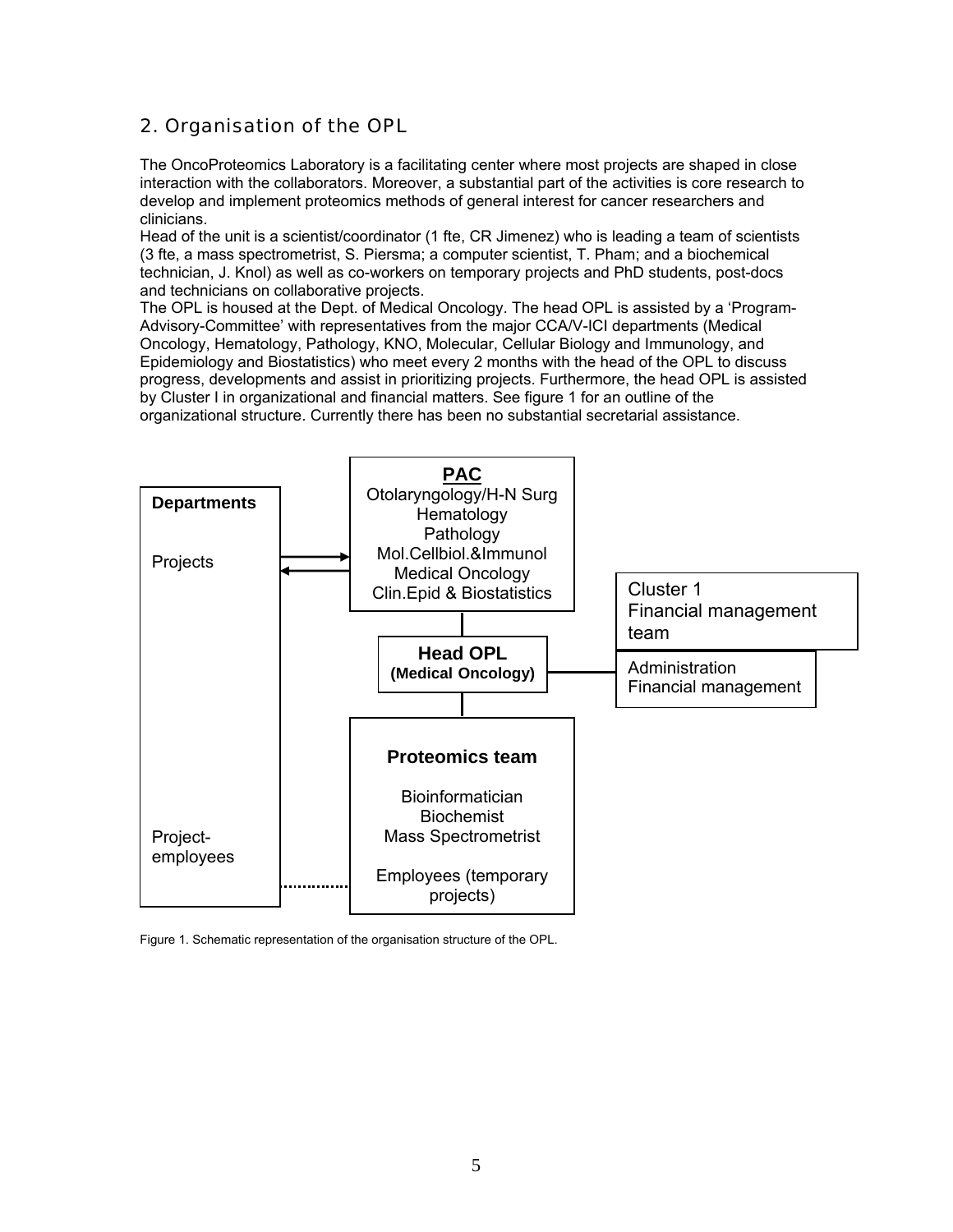## 2. Organisation of the OPL

The OncoProteomics Laboratory is a facilitating center where most projects are shaped in close interaction with the collaborators. Moreover, a substantial part of the activities is core research to develop and implement proteomics methods of general interest for cancer researchers and clinicians.

Head of the unit is a scientist/coordinator (1 fte, CR Jimenez) who is leading a team of scientists (3 fte, a mass spectrometrist, S. Piersma; a computer scientist, T. Pham; and a biochemical technician, J. Knol) as well as co-workers on temporary projects and PhD students, post-docs and technicians on collaborative projects.

The OPL is housed at the Dept. of Medical Oncology. The head OPL is assisted by a 'Program-Advisory-Committee' with representatives from the major CCA/V-ICI departments (Medical Oncology, Hematology, Pathology, KNO, Molecular, Cellular Biology and Immunology, and Epidemiology and Biostatistics) who meet every 2 months with the head of the OPL to discuss progress, developments and assist in prioritizing projects. Furthermore, the head OPL is assisted by Cluster I in organizational and financial matters. See figure 1 for an outline of the organizational structure. Currently there has been no substantial secretarial assistance.

**Departments**

Projects

Project-employees

**PAC**

Otolaryngology/H-N Surg
Hematology
Pathology
Mol.Cellbiol.&Immunol
Medical Oncology
Clin.Epid & Biostatistics

**Head OPL**
**(Medical Oncology)**

Cluster 1
Financial management team

Administration
Financial management

**Proteomics team**

Bioinformatician
Biochemist
Mass Spectrometrist

Employees (temporary projects)

Figure 1. Schematic representation of the organisation structure of the OPL.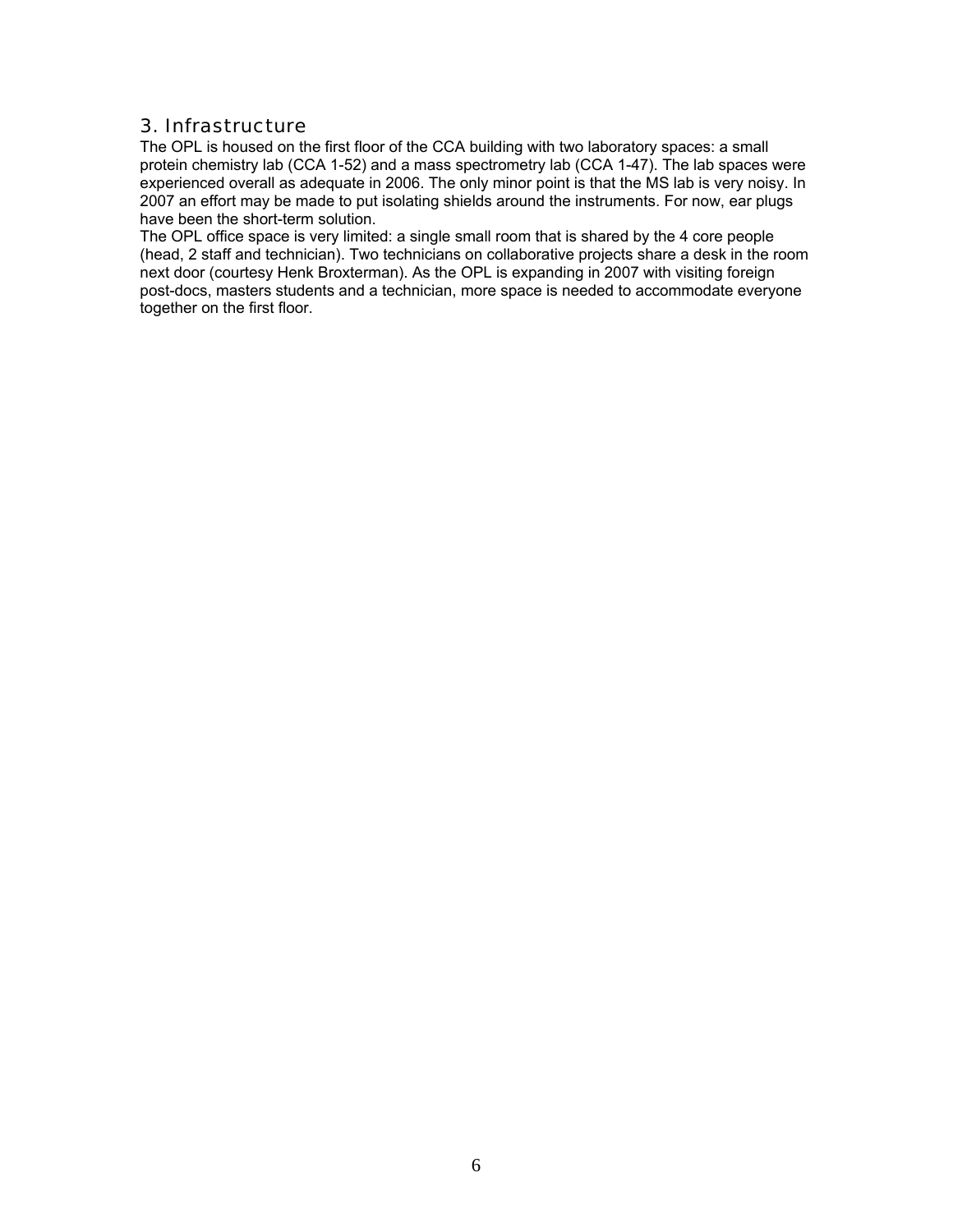## 3. Infrastructure

The OPL is housed on the first floor of the CCA building with two laboratory spaces: a small protein chemistry lab (CCA 1-52) and a mass spectrometry lab (CCA 1-47). The lab spaces were experienced overall as adequate in 2006. The only minor point is that the MS lab is very noisy. In 2007 an effort may be made to put isolating shields around the instruments. For now, ear plugs have been the short-term solution.

The OPL office space is very limited: a single small room that is shared by the 4 core people (head, 2 staff and technician). Two technicians on collaborative projects share a desk in the room next door (courtesy Henk Broxterman). As the OPL is expanding in 2007 with visiting foreign post-docs, masters students and a technician, more space is needed to accommodate everyone together on the first floor.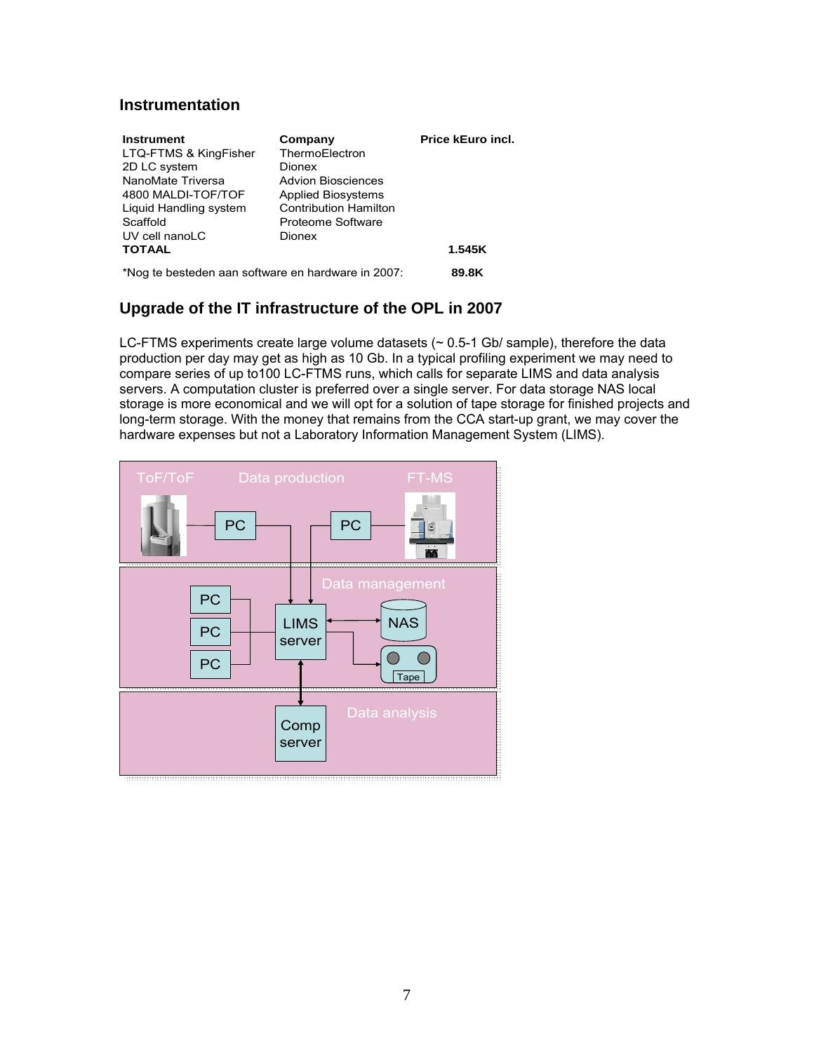## Instrumentation

| Instrument | Company | Price kEuro incl. |
|---|---|---|
| LTQ-FTMS & KingFisher | ThermoElectron | |
| 2D LC system | Dionex | |
| NanoMate Triversa | Advion Biosciences | |
| 4800 MALDI-TOF/TOF | Applied Biosystems | |
| Liquid Handling system | Contribution Hamilton | |
| Scaffold | Proteome Software | |
| UV cell nanoLC | Dionex | |
| **TOTAAL** | | **1.545K** |

*Nog te besteden aan software en hardware in 2007: **89.8K**

## Upgrade of the IT infrastructure of the OPL in 2007

LC-FTMS experiments create large volume datasets (~ 0.5-1 Gb/ sample), therefore the data production per day may get as high as 10 Gb. In a typical profiling experiment we may need to compare series of up to100 LC-FTMS runs, which calls for separate LIMS and data analysis servers. A computation cluster is preferred over a single server. For data storage NAS local storage is more economical and we will opt for a solution of tape storage for finished projects and long-term storage. With the money that remains from the CCA start-up grant, we may cover the hardware expenses but not a Laboratory Information Management System (LIMS).

ToF/ToF — Data production — FT-MS

PC — PC

Data management

PC, PC, PC — LIMS server — NAS — Tape

Data analysis

Comp server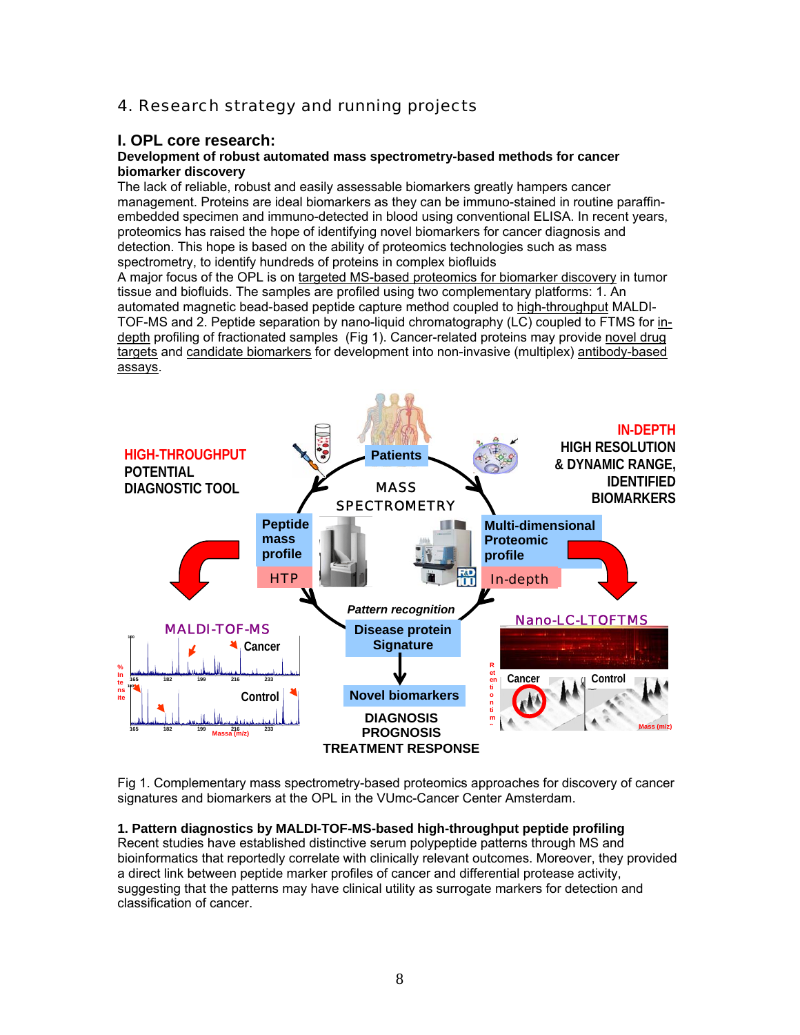## 4. Research strategy and running projects

### I. OPL core research:

**Development of robust automated mass spectrometry-based methods for cancer biomarker discovery**

The lack of reliable, robust and easily assessable biomarkers greatly hampers cancer management. Proteins are ideal biomarkers as they can be immuno-stained in routine paraffin-embedded specimen and immuno-detected in blood using conventional ELISA. In recent years, proteomics has raised the hope of identifying novel biomarkers for cancer diagnosis and detection. This hope is based on the ability of proteomics technologies such as mass spectrometry, to identify hundreds of proteins in complex biofluids

A major focus of the OPL is on targeted MS-based proteomics for biomarker discovery in tumor tissue and biofluids. The samples are profiled using two complementary platforms: 1. An automated magnetic bead-based peptide capture method coupled to high-throughput MALDI-TOF-MS and 2. Peptide separation by nano-liquid chromatography (LC) coupled to FTMS for in-depth profiling of fractionated samples (Fig 1). Cancer-related proteins may provide novel drug targets and candidate biomarkers for development into non-invasive (multiplex) antibody-based assays.

Fig 1. Complementary mass spectrometry-based proteomics approaches for discovery of cancer signatures and biomarkers at the OPL in the VUmc-Cancer Center Amsterdam.

**1. Pattern diagnostics by MALDI-TOF-MS-based high-throughput peptide profiling**

Recent studies have established distinctive serum polypeptide patterns through MS and bioinformatics that reportedly correlate with clinically relevant outcomes. Moreover, they provided a direct link between peptide marker profiles of cancer and differential protease activity, suggesting that the patterns may have clinical utility as surrogate markers for detection and classification of cancer.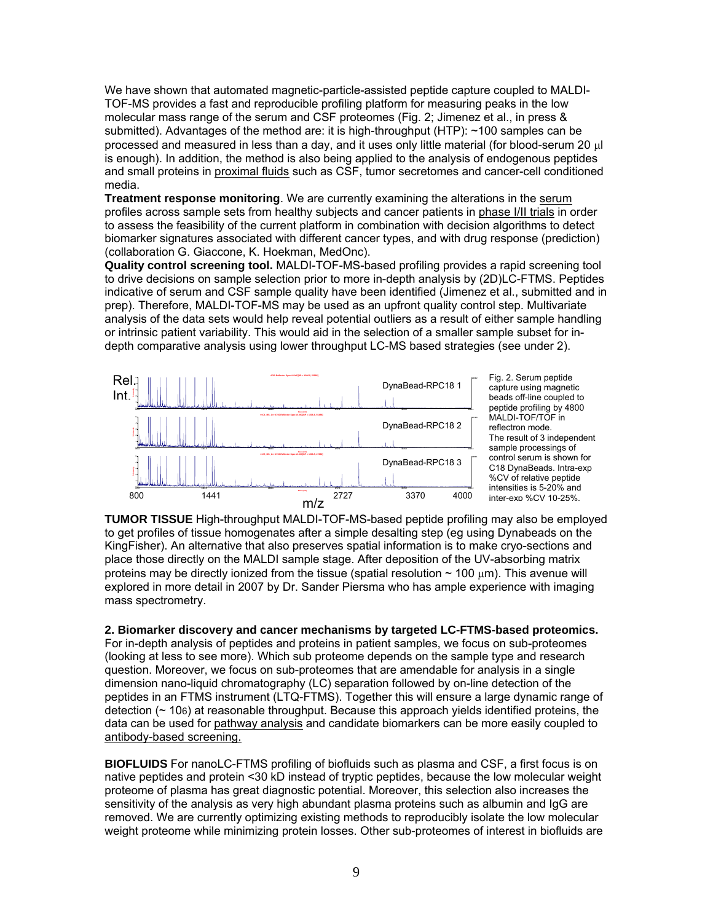We have shown that automated magnetic-particle-assisted peptide capture coupled to MALDI-TOF-MS provides a fast and reproducible profiling platform for measuring peaks in the low molecular mass range of the serum and CSF proteomes (Fig. 2; Jimenez et al., in press & submitted). Advantages of the method are: it is high-throughput (HTP): ~100 samples can be processed and measured in less than a day, and it uses only little material (for blood-serum 20 μl is enough). In addition, the method is also being applied to the analysis of endogenous peptides and small proteins in proximal fluids such as CSF, tumor secretomes and cancer-cell conditioned media.

**Treatment response monitoring**. We are currently examining the alterations in the serum profiles across sample sets from healthy subjects and cancer patients in phase I/II trials in order to assess the feasibility of the current platform in combination with decision algorithms to detect biomarker signatures associated with different cancer types, and with drug response (prediction) (collaboration G. Giaccone, K. Hoekman, MedOnc).

**Quality control screening tool.** MALDI-TOF-MS-based profiling provides a rapid screening tool to drive decisions on sample selection prior to more in-depth analysis by (2D)LC-FTMS. Peptides indicative of serum and CSF sample quality have been identified (Jimenez et al., submitted and in prep). Therefore, MALDI-TOF-MS may be used as an upfront quality control step. Multivariate analysis of the data sets would help reveal potential outliers as a result of either sample handling or intrinsic patient variability. This would aid in the selection of a smaller sample subset for in-depth comparative analysis using lower throughput LC-MS based strategies (see under 2).

Fig. 2. Serum peptide capture using magnetic beads off-line coupled to peptide profiling by 4800 MALDI-TOF/TOF in reflectron mode. The result of 3 independent sample processings of control serum is shown for C18 DynaBeads. Intra-exp %CV of relative peptide intensities is 5-20% and inter-exp %CV 10-25%.

**TUMOR TISSUE** High-throughput MALDI-TOF-MS-based peptide profiling may also be employed to get profiles of tissue homogenates after a simple desalting step (eg using Dynabeads on the KingFisher). An alternative that also preserves spatial information is to make cryo-sections and place those directly on the MALDI sample stage. After deposition of the UV-absorbing matrix proteins may be directly ionized from the tissue (spatial resolution ~ 100 μm). This avenue will explored in more detail in 2007 by Dr. Sander Piersma who has ample experience with imaging mass spectrometry.

**2. Biomarker discovery and cancer mechanisms by targeted LC-FTMS-based proteomics.**
For in-depth analysis of peptides and proteins in patient samples, we focus on sub-proteomes (looking at less to see more). Which sub proteome depends on the sample type and research question. Moreover, we focus on sub-proteomes that are amendable for analysis in a single dimension nano-liquid chromatography (LC) separation followed by on-line detection of the peptides in an FTMS instrument (LTQ-FTMS). Together this will ensure a large dynamic range of detection (~ $10^6$) at reasonable throughput. Because this approach yields identified proteins, the data can be used for pathway analysis and candidate biomarkers can be more easily coupled to antibody-based screening.

**BIOFLUIDS** For nanoLC-FTMS profiling of biofluids such as plasma and CSF, a first focus is on native peptides and protein <30 kD instead of tryptic peptides, because the low molecular weight proteome of plasma has great diagnostic potential. Moreover, this selection also increases the sensitivity of the analysis as very high abundant plasma proteins such as albumin and IgG are removed. We are currently optimizing existing methods to reproducibly isolate the low molecular weight proteome while minimizing protein losses. Other sub-proteomes of interest in biofluids are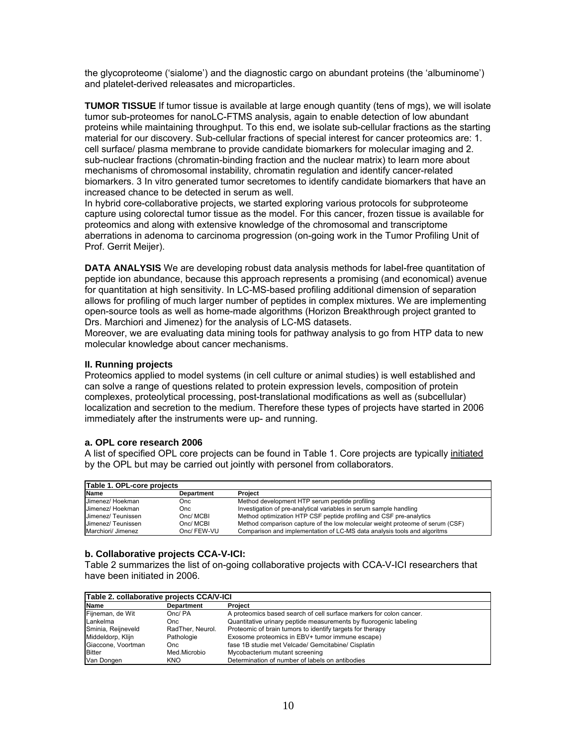the glycoproteome ('sialome') and the diagnostic cargo on abundant proteins (the 'albuminome') and platelet-derived releasates and microparticles.

**TUMOR TISSUE** If tumor tissue is available at large enough quantity (tens of mgs), we will isolate tumor sub-proteomes for nanoLC-FTMS analysis, again to enable detection of low abundant proteins while maintaining throughput. To this end, we isolate sub-cellular fractions as the starting material for our discovery. Sub-cellular fractions of special interest for cancer proteomics are: 1. cell surface/ plasma membrane to provide candidate biomarkers for molecular imaging and 2. sub-nuclear fractions (chromatin-binding fraction and the nuclear matrix) to learn more about mechanisms of chromosomal instability, chromatin regulation and identify cancer-related biomarkers. 3 In vitro generated tumor secretomes to identify candidate biomarkers that have an increased chance to be detected in serum as well.
In hybrid core-collaborative projects, we started exploring various protocols for subproteome capture using colorectal tumor tissue as the model. For this cancer, frozen tissue is available for proteomics and along with extensive knowledge of the chromosomal and transcriptome aberrations in adenoma to carcinoma progression (on-going work in the Tumor Profiling Unit of Prof. Gerrit Meijer).

**DATA ANALYSIS** We are developing robust data analysis methods for label-free quantitation of peptide ion abundance, because this approach represents a promising (and economical) avenue for quantitation at high sensitivity. In LC-MS-based profiling additional dimension of separation allows for profiling of much larger number of peptides in complex mixtures. We are implementing open-source tools as well as home-made algorithms (Horizon Breakthrough project granted to Drs. Marchiori and Jimenez) for the analysis of LC-MS datasets.
Moreover, we are evaluating data mining tools for pathway analysis to go from HTP data to new molecular knowledge about cancer mechanisms.

### II. Running projects

Proteomics applied to model systems (in cell culture or animal studies) is well established and can solve a range of questions related to protein expression levels, composition of protein complexes, proteolytical processing, post-translational modifications as well as (subcellular) localization and secretion to the medium. Therefore these types of projects have started in 2006 immediately after the instruments were up- and running.

#### a. OPL core research 2006

A list of specified OPL core projects can be found in Table 1. Core projects are typically <u>initiated</u> by the OPL but may be carried out jointly with personel from collaborators.

**Table 1. OPL-core projects**

| Name | Department | Project |
|---|---|---|
| Jimenez/ Hoekman | Onc | Method development HTP serum peptide profiling |
| Jimenez/ Hoekman | Onc | Investigation of pre-analytical variables in serum sample handling |
| Jimenez/ Teunissen | Onc/ MCBI | Method optimization HTP CSF peptide profiling and CSF pre-analytics |
| Jimenez/ Teunissen | Onc/ MCBI | Method comparison capture of the low molecular weight proteome of serum (CSF) |
| Marchiori/ Jimenez | Onc/ FEW-VU | Comparison and implementation of LC-MS data analysis tools and algoritms |

#### b. Collaborative projects CCA-V-ICI:

Table 2 summarizes the list of on-going collaborative projects with CCA-V-ICI researchers that have been initiated in 2006.

**Table 2. collaborative projects CCA/V-ICI**

| Name | Department | Project |
|---|---|---|
| Fijneman, de Wit | Onc/ PA | A proteomics based search of cell surface markers for colon cancer. |
| Lankelma | Onc | Quantitative urinary peptide measurements by fluorogenic labeling |
| Sminia, Reijneveld | RadTher, Neurol. | Proteomic of brain tumors to identify targets for therapy |
| Middeldorp, Klijn | Pathologie | Exosome proteomics in EBV+ tumor immune escape) |
| Giaccone, Voortman | Onc | fase 1B studie met Velcade/ Gemcitabine/ Cisplatin |
| Bitter | Med.Microbio | Mycobacterium mutant screening |
| Van Dongen | KNO | Determination of number of labels on antibodies |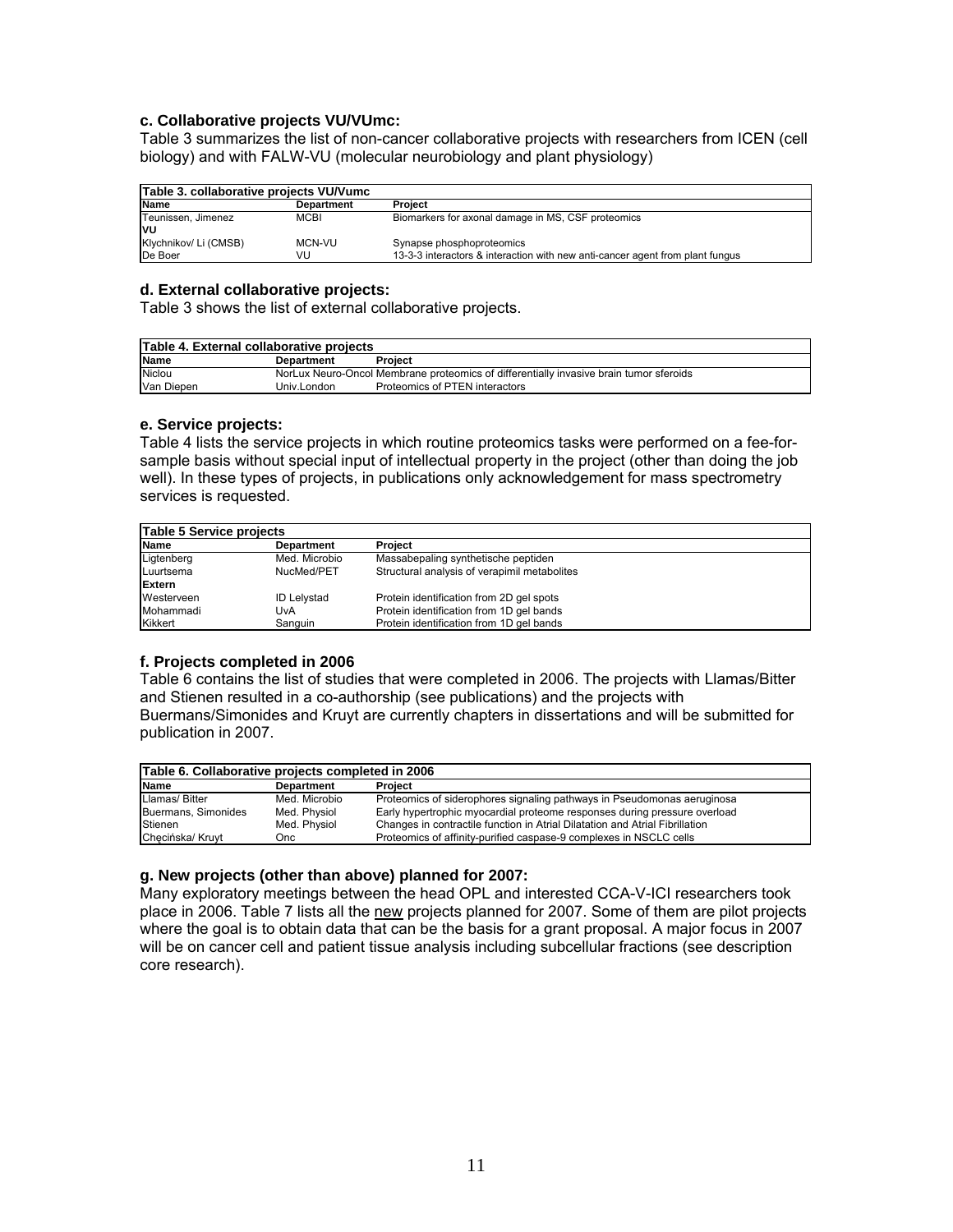### c. Collaborative projects VU/VUmc:

Table 3 summarizes the list of non-cancer collaborative projects with researchers from ICEN (cell biology) and with FALW-VU (molecular neurobiology and plant physiology)

| Table 3. collaborative projects VU/Vumc | | |
|---|---|---|
| **Name** | **Department** | **Project** |
| Teunissen, Jimenez | MCBI | Biomarkers for axonal damage in MS, CSF proteomics |
| **VU** | | |
| Klychnikov/ Li (CMSB) | MCN-VU | Synapse phosphoproteomics |
| De Boer | VU | 13-3-3 interactors & interaction with new anti-cancer agent from plant fungus |

### d. External collaborative projects:

Table 3 shows the list of external collaborative projects.

| Table 4. External collaborative projects | | |
|---|---|---|
| **Name** | **Department** | **Project** |
| Niclou | NorLux Neuro-Oncol | Membrane proteomics of differentially invasive brain tumor sferoids |
| Van Diepen | Univ.London | Proteomics of PTEN interactors |

### e. Service projects:

Table 4 lists the service projects in which routine proteomics tasks were performed on a fee-for-sample basis without special input of intellectual property in the project (other than doing the job well). In these types of projects, in publications only acknowledgement for mass spectrometry services is requested.

| Table 5 Service projects | | |
|---|---|---|
| **Name** | **Department** | **Project** |
| Ligtenberg | Med. Microbio | Massabepaling synthetische peptiden |
| Luurtsema | NucMed/PET | Structural analysis of verapimil metabolites |
| **Extern** | | |
| Westerveen | ID Lelystad | Protein identification from 2D gel spots |
| Mohammadi | UvA | Protein identification from 1D gel bands |
| Kikkert | Sanguin | Protein identification from 1D gel bands |

### f. Projects completed in 2006

Table 6 contains the list of studies that were completed in 2006. The projects with Llamas/Bitter and Stienen resulted in a co-authorship (see publications) and the projects with Buermans/Simonides and Kruyt are currently chapters in dissertations and will be submitted for publication in 2007.

| Table 6. Collaborative projects completed in 2006 | | |
|---|---|---|
| **Name** | **Department** | **Project** |
| Llamas/ Bitter | Med. Microbio | Proteomics of siderophores signaling pathways in Pseudomonas aeruginosa |
| Buermans, Simonides | Med. Physiol | Early hypertrophic myocardial proteome responses during pressure overload |
| Stienen | Med. Physiol | Changes in contractile function in Atrial Dilatation and Atrial Fibrillation |
| Chęcińska/ Kruyt | Onc | Proteomics of affinity-purified caspase-9 complexes in NSCLC cells |

### g. New projects (other than above) planned for 2007:

Many exploratory meetings between the head OPL and interested CCA-V-ICI researchers took place in 2006. Table 7 lists all the new projects planned for 2007. Some of them are pilot projects where the goal is to obtain data that can be the basis for a grant proposal. A major focus in 2007 will be on cancer cell and patient tissue analysis including subcellular fractions (see description core research).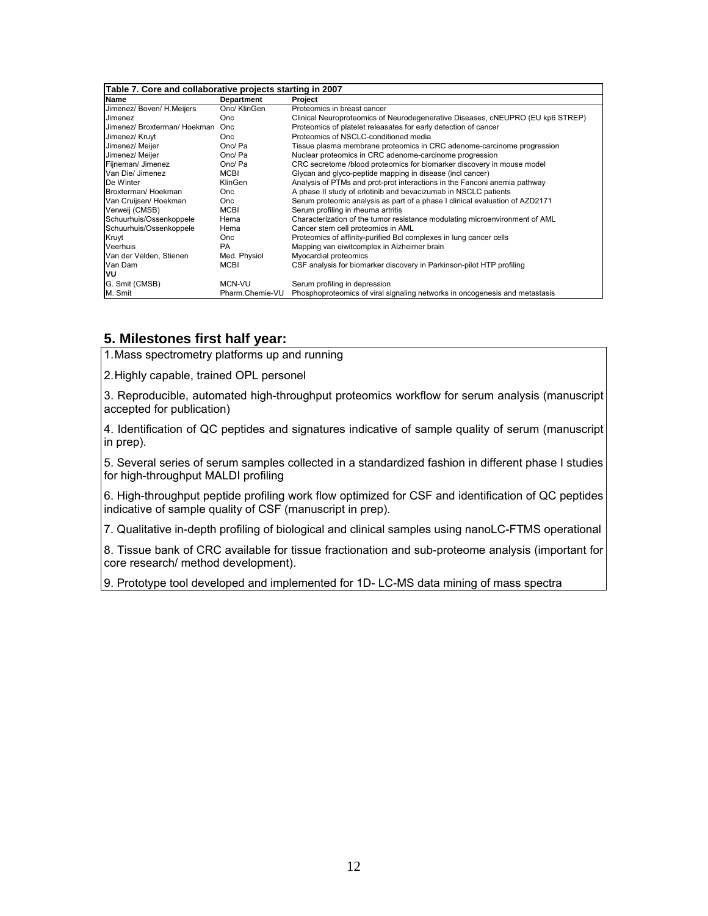**Table 7. Core and collaborative projects starting in 2007**

| Name | Department | Project |
|---|---|---|
| Jimenez/ Boven/ H.Meijers | Onc/ KlinGen | Proteomics in breast cancer |
| Jimenez | Onc | Clinical Neuroproteomics of Neurodegenerative Diseases, cNEUPRO (EU kp6 STREP) |
| Jimenez/ Broxterman/ Hoekman | Onc | Proteomics of platelet releasates for early detection of cancer |
| Jimenez/ Kruyt | Onc | Proteomics of NSCLC-conditioned media |
| Jimenez/ Meijer | Onc/ Pa | Tissue plasma membrane proteomics in CRC adenome-carcinome progression |
| Jimenez/ Meijer | Onc/ Pa | Nuclear proteomics in CRC adenome-carcinome progression |
| Fijneman/ Jimenez | Onc/ Pa | CRC secretome /blood proteomics for biomarker discovery in mouse model |
| Van Die/ Jimenez | MCBI | Glycan and glyco-peptide mapping in disease (incl cancer) |
| De Winter | KlinGen | Analysis of PTMs and prot-prot interactions in the Fanconi anemia pathway |
| Broxterman/ Hoekman | Onc | A phase II study of erlotinib and bevacizumab in NSCLC patients |
| Van Cruijsen/ Hoekman | Onc | Serum proteomic analysis as part of a phase I clinical evaluation of AZD2171 |
| Verweij (CMSB) | MCBI | Serum profiling in rheuma artritis |
| Schuurhuis/Ossenkoppele | Hema | Characterization of the tumor resistance modulating microenvironment of AML |
| Schuurhuis/Ossenkoppele | Hema | Cancer stem cell proteomics in AML |
| Kruyt | Onc | Proteomics of affinity-purified Bcl complexes in lung cancer cells |
| Veerhuis | PA | Mapping van eiwitcomplex in Alzheimer brain |
| Van der Velden, Stienen | Med. Physiol | Myocardial proteomics |
| Van Dam | MCBI | CSF analysis for biomarker discovery in Parkinson-pilot HTP profiling |
| **VU** | | |
| G. Smit (CMSB) | MCN-VU | Serum profiling in depression |
| M. Smit | Pharm.Chemie-VU | Phosphoproteomics of viral signaling networks in oncogenesis and metastasis |

## 5. Milestones first half year:

1. Mass spectrometry platforms up and running

2. Highly capable, trained OPL personel

3. Reproducible, automated high-throughput proteomics workflow for serum analysis (manuscript accepted for publication)

4. Identification of QC peptides and signatures indicative of sample quality of serum (manuscript in prep).

5. Several series of serum samples collected in a standardized fashion in different phase I studies for high-throughput MALDI profiling

6. High-throughput peptide profiling work flow optimized for CSF and identification of QC peptides indicative of sample quality of CSF (manuscript in prep).

7. Qualitative in-depth profiling of biological and clinical samples using nanoLC-FTMS operational

8. Tissue bank of CRC available for tissue fractionation and sub-proteome analysis (important for core research/ method development).

9. Prototype tool developed and implemented for 1D- LC-MS data mining of mass spectra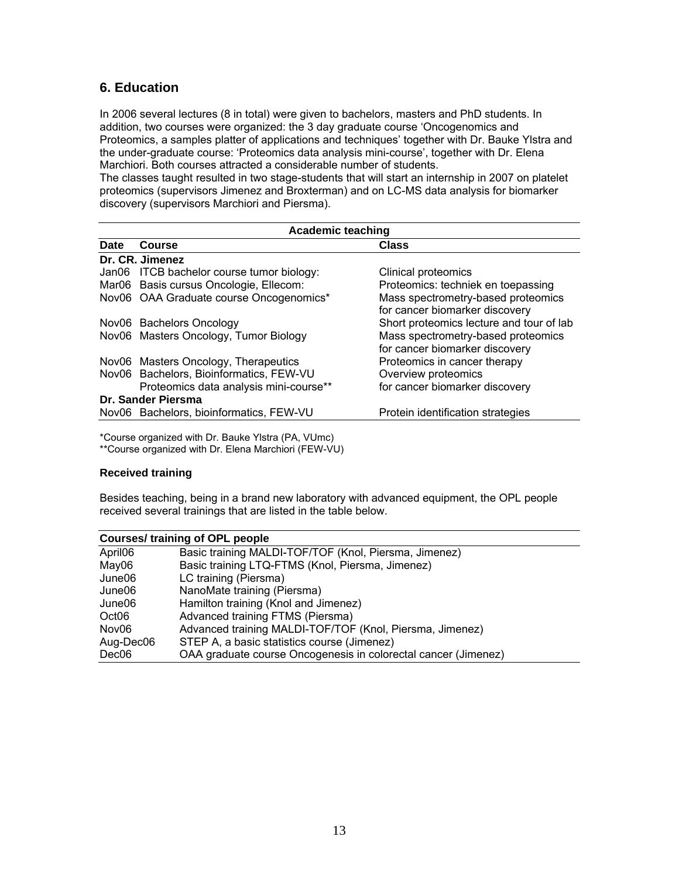## 6. Education

In 2006 several lectures (8 in total) were given to bachelors, masters and PhD students. In addition, two courses were organized: the 3 day graduate course 'Oncogenomics and Proteomics, a samples platter of applications and techniques' together with Dr. Bauke Ylstra and the under-graduate course: 'Proteomics data analysis mini-course', together with Dr. Elena Marchiori. Both courses attracted a considerable number of students.
The classes taught resulted in two stage-students that will start an internship in 2007 on platelet proteomics (supervisors Jimenez and Broxterman) and on LC-MS data analysis for biomarker discovery (supervisors Marchiori and Piersma).

| Academic teaching | | |
|---|---|---|
| **Date** | **Course** | **Class** |
| **Dr. CR. Jimenez** | | |
| Jan06 | ITCB bachelor course tumor biology: | Clinical proteomics |
| Mar06 | Basis cursus Oncologie, Ellecom: | Proteomics: techniek en toepassing |
| Nov06 | OAA Graduate course Oncogenomics* | Mass spectrometry-based proteomics for cancer biomarker discovery |
| Nov06 | Bachelors Oncology | Short proteomics lecture and tour of lab |
| Nov06 | Masters Oncology, Tumor Biology | Mass spectrometry-based proteomics for cancer biomarker discovery |
| Nov06 | Masters Oncology, Therapeutics | Proteomics in cancer therapy |
| Nov06 | Bachelors, Bioinformatics, FEW-VU Proteomics data analysis mini-course** | Overview proteomics for cancer biomarker discovery |
| **Dr. Sander Piersma** | | |
| Nov06 | Bachelors, bioinformatics, FEW-VU | Protein identification strategies |

*Course organized with Dr. Bauke Ylstra (PA, VUmc)
**Course organized with Dr. Elena Marchiori (FEW-VU)

**Received training**

Besides teaching, being in a brand new laboratory with advanced equipment, the OPL people received several trainings that are listed in the table below.

| Courses/ training of OPL people | |
|---|---|
| April06 | Basic training MALDI-TOF/TOF (Knol, Piersma, Jimenez) |
| May06 | Basic training LTQ-FTMS (Knol, Piersma, Jimenez) |
| June06 | LC training (Piersma) |
| June06 | NanoMate training (Piersma) |
| June06 | Hamilton training (Knol and Jimenez) |
| Oct06 | Advanced training FTMS (Piersma) |
| Nov06 | Advanced training MALDI-TOF/TOF (Knol, Piersma, Jimenez) |
| Aug-Dec06 | STEP A, a basic statistics course (Jimenez) |
| Dec06 | OAA graduate course Oncogenesis in colorectal cancer (Jimenez) |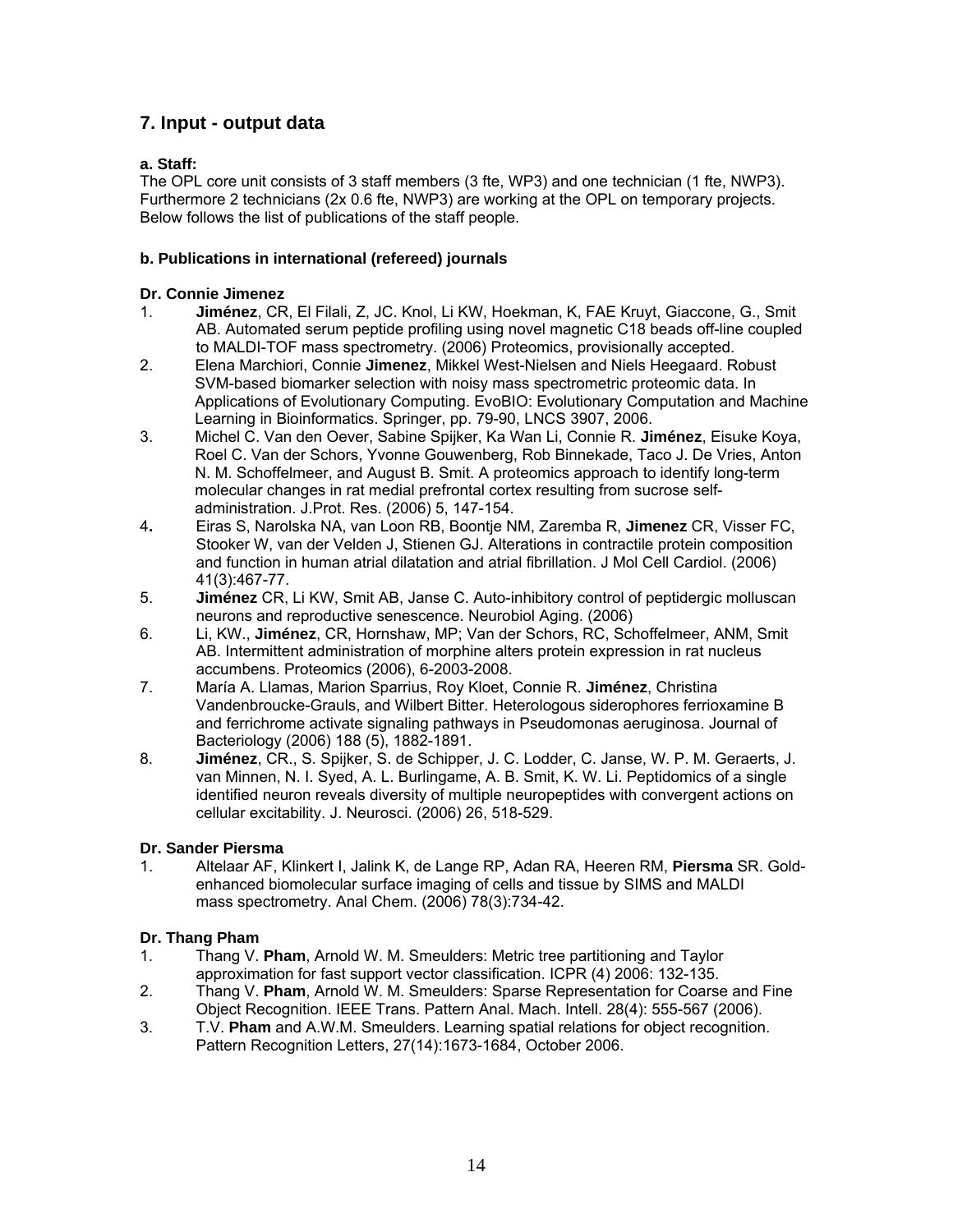## 7. Input - output data

### a. Staff:

The OPL core unit consists of 3 staff members (3 fte, WP3) and one technician (1 fte, NWP3). Furthermore 2 technicians (2x 0.6 fte, NWP3) are working at the OPL on temporary projects. Below follows the list of publications of the staff people.

### b. Publications in international (refereed) journals

**Dr. Connie Jimenez**

1. **Jiménez**, CR, El Filali, Z, JC. Knol, Li KW, Hoekman, K, FAE Kruyt, Giaccone, G., Smit AB. Automated serum peptide profiling using novel magnetic C18 beads off-line coupled to MALDI-TOF mass spectrometry. (2006) Proteomics, provisionally accepted.
2. Elena Marchiori, Connie **Jimenez**, Mikkel West-Nielsen and Niels Heegaard. Robust SVM-based biomarker selection with noisy mass spectrometric proteomic data. In Applications of Evolutionary Computing. EvoBIO: Evolutionary Computation and Machine Learning in Bioinformatics. Springer, pp. 79-90, LNCS 3907, 2006.
3. Michel C. Van den Oever, Sabine Spijker, Ka Wan Li, Connie R. **Jiménez**, Eisuke Koya, Roel C. Van der Schors, Yvonne Gouwenberg, Rob Binnekade, Taco J. De Vries, Anton N. M. Schoffelmeer, and August B. Smit. A proteomics approach to identify long-term molecular changes in rat medial prefrontal cortex resulting from sucrose self-administration. J.Prot. Res. (2006) 5, 147-154.
4. Eiras S, Narolska NA, van Loon RB, Boontje NM, Zaremba R, **Jimenez** CR, Visser FC, Stooker W, van der Velden J, Stienen GJ. Alterations in contractile protein composition and function in human atrial dilatation and atrial fibrillation. J Mol Cell Cardiol. (2006) 41(3):467-77.
5. **Jiménez** CR, Li KW, Smit AB, Janse C. Auto-inhibitory control of peptidergic molluscan neurons and reproductive senescence. Neurobiol Aging. (2006)
6. Li, KW., **Jiménez**, CR, Hornshaw, MP; Van der Schors, RC, Schoffelmeer, ANM, Smit AB. Intermittent administration of morphine alters protein expression in rat nucleus accumbens. Proteomics (2006), 6-2003-2008.
7. María A. Llamas, Marion Sparrius, Roy Kloet, Connie R. **Jiménez**, Christina Vandenbroucke-Grauls, and Wilbert Bitter. Heterologous siderophores ferrioxamine B and ferrichrome activate signaling pathways in Pseudomonas aeruginosa. Journal of Bacteriology (2006) 188 (5), 1882-1891.
8. **Jiménez**, CR., S. Spijker, S. de Schipper, J. C. Lodder, C. Janse, W. P. M. Geraerts, J. van Minnen, N. I. Syed, A. L. Burlingame, A. B. Smit, K. W. Li. Peptidomics of a single identified neuron reveals diversity of multiple neuropeptides with convergent actions on cellular excitability. J. Neurosci. (2006) 26, 518-529.

**Dr. Sander Piersma**

1. Altelaar AF, Klinkert I, Jalink K, de Lange RP, Adan RA, Heeren RM, **Piersma** SR. Gold-enhanced biomolecular surface imaging of cells and tissue by SIMS and MALDI mass spectrometry. Anal Chem. (2006) 78(3):734-42.

**Dr. Thang Pham**

1. Thang V. **Pham**, Arnold W. M. Smeulders: Metric tree partitioning and Taylor approximation for fast support vector classification. ICPR (4) 2006: 132-135.
2. Thang V. **Pham**, Arnold W. M. Smeulders: Sparse Representation for Coarse and Fine Object Recognition. IEEE Trans. Pattern Anal. Mach. Intell. 28(4): 555-567 (2006).
3. T.V. **Pham** and A.W.M. Smeulders. Learning spatial relations for object recognition. Pattern Recognition Letters, 27(14):1673-1684, October 2006.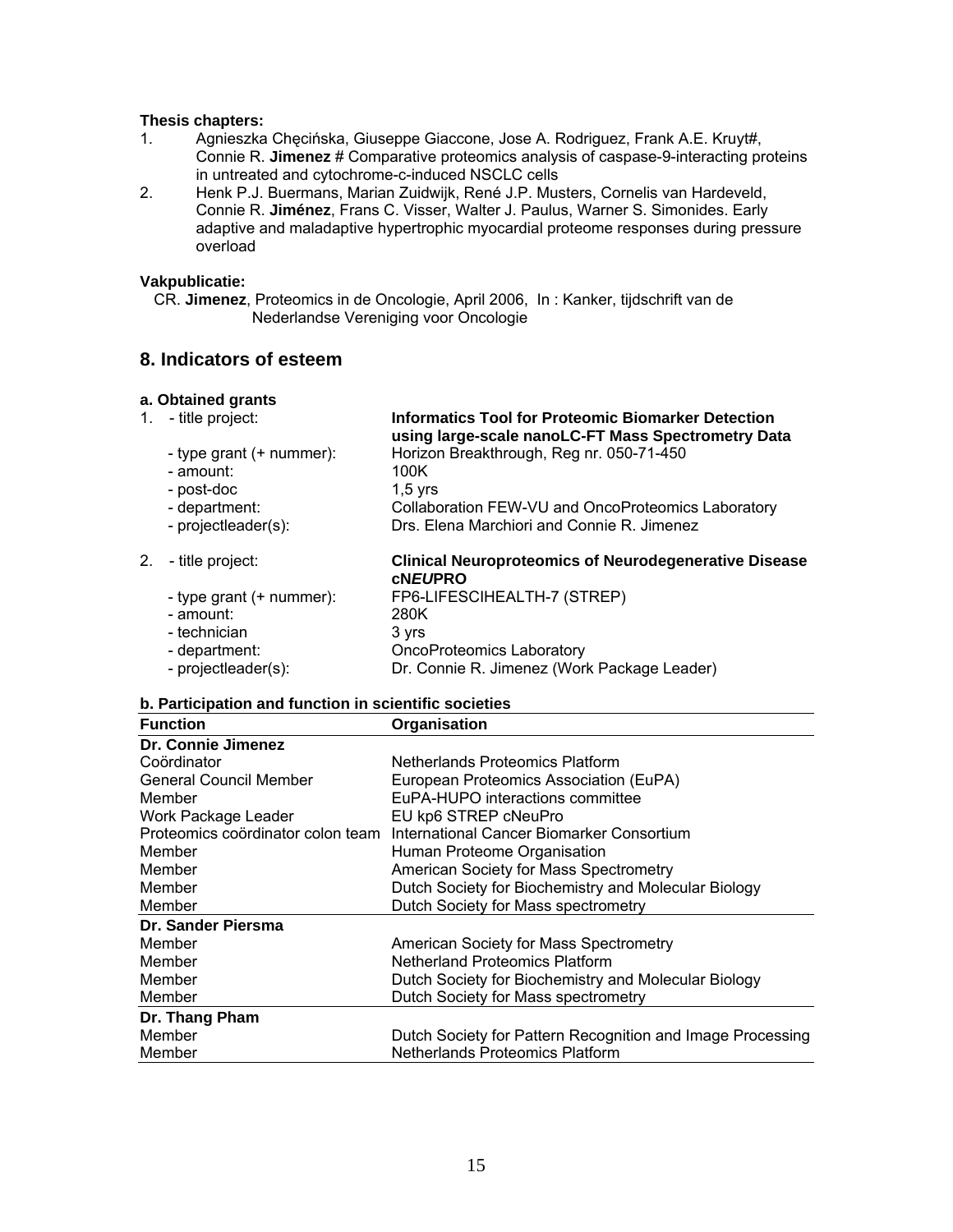**Thesis chapters:**

1. Agnieszka Chęcińska, Giuseppe Giaccone, Jose A. Rodriguez, Frank A.E. Kruyt#, Connie R. **Jimenez** # Comparative proteomics analysis of caspase-9-interacting proteins in untreated and cytochrome-c-induced NSCLC cells
2. Henk P.J. Buermans, Marian Zuidwijk, René J.P. Musters, Cornelis van Hardeveld, Connie R. **Jiménez**, Frans C. Visser, Walter J. Paulus, Warner S. Simonides. Early adaptive and maladaptive hypertrophic myocardial proteome responses during pressure overload

**Vakpublicatie:**

CR. **Jimenez**, Proteomics in de Oncologie, April 2006, In : Kanker, tijdschrift van de Nederlandse Vereniging voor Oncologie

## 8. Indicators of esteem

### a. Obtained grants

1. - title project: **Informatics Tool for Proteomic Biomarker Detection using large-scale nanoLC-FT Mass Spectrometry Data**
   - type grant (+ nummer): Horizon Breakthrough, Reg nr. 050-71-450
   - amount: 100K
   - post-doc 1,5 yrs
   - department: Collaboration FEW-VU and OncoProteomics Laboratory
   - projectleader(s): Drs. Elena Marchiori and Connie R. Jimenez

2. - title project: **Clinical Neuroproteomics of Neurodegenerative Disease cN*EU*PRO**
   - type grant (+ nummer): FP6-LIFESCIHEALTH-7 (STREP)
   - amount: 280K
   - technician 3 yrs
   - department: OncoProteomics Laboratory
   - projectleader(s): Dr. Connie R. Jimenez (Work Package Leader)

### b. Participation and function in scientific societies

| Function | Organisation |
|---|---|
| **Dr. Connie Jimenez** | |
| Coördinator | Netherlands Proteomics Platform |
| General Council Member | European Proteomics Association (EuPA) |
| Member | EuPA-HUPO interactions committee |
| Work Package Leader | EU kp6 STREP cNeuPro |
| Proteomics coördinator colon team | International Cancer Biomarker Consortium |
| Member | Human Proteome Organisation |
| Member | American Society for Mass Spectrometry |
| Member | Dutch Society for Biochemistry and Molecular Biology |
| Member | Dutch Society for Mass spectrometry |
| **Dr. Sander Piersma** | |
| Member | American Society for Mass Spectrometry |
| Member | Netherland Proteomics Platform |
| Member | Dutch Society for Biochemistry and Molecular Biology |
| Member | Dutch Society for Mass spectrometry |
| **Dr. Thang Pham** | |
| Member | Dutch Society for Pattern Recognition and Image Processing |
| Member | Netherlands Proteomics Platform |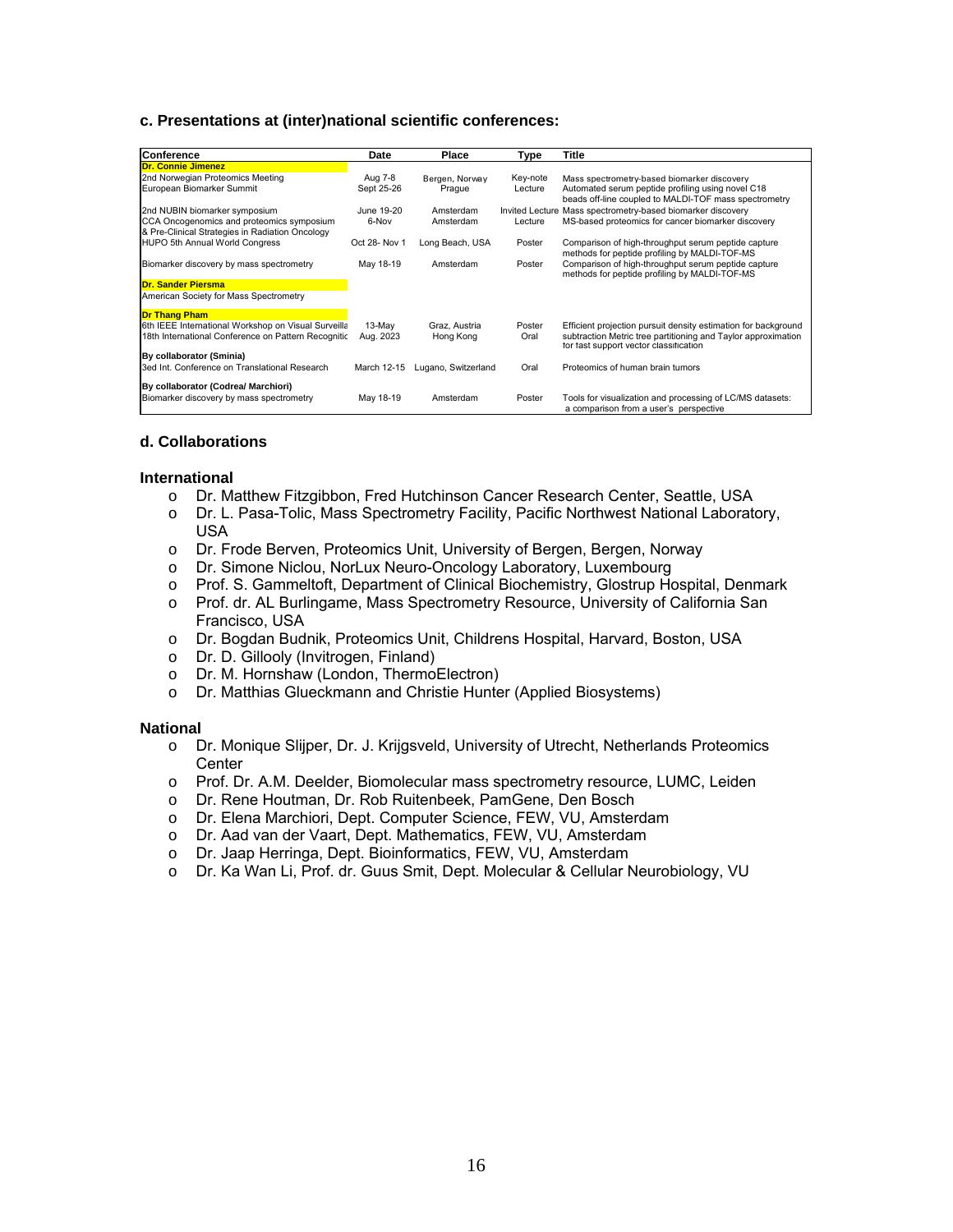### c. Presentations at (inter)national scientific conferences:

| Conference | Date | Place | Type | Title |
|---|---|---|---|---|
| **Dr. Connie Jimenez** | | | | |
| 2nd Norwegian Proteomics Meeting | Aug 7-8 | Bergen, Norway | Key-note | Mass spectrometry-based biomarker discovery |
| European Biomarker Summit | Sept 25-26 | Prague | Lecture | Automated serum peptide profiling using novel C18 beads off-line coupled to MALDI-TOF mass spectrometry |
| 2nd NUBIN biomarker symposium | June 19-20 | Amsterdam | Invited Lecture | Mass spectrometry-based biomarker discovery |
| CCA Oncogenomics and proteomics symposium & Pre-Clinical Strategies in Radiation Oncology | 6-Nov | Amsterdam | Lecture | MS-based proteomics for cancer biomarker discovery |
| HUPO 5th Annual World Congress | Oct 28- Nov 1 | Long Beach, USA | Poster | Comparison of high-throughput serum peptide capture methods for peptide profiling by MALDI-TOF-MS |
| Biomarker discovery by mass spectrometry | May 18-19 | Amsterdam | Poster | Comparison of high-throughput serum peptide capture methods for peptide profiling by MALDI-TOF-MS |
| **Dr. Sander Piersma** | | | | |
| American Society for Mass Spectrometry | | | | |
| **Dr Thang Pham** | | | | |
| 6th IEEE International Workshop on Visual Surveilla | 13-May | Graz, Austria | Poster | Efficient projection pursuit density estimation for background |
| 18th International Conference on Pattern Recognitic | Aug. 2023 | Hong Kong | Oral | subtraction Metric tree partitioning and Taylor approximation for fast support vector classification |
| **By collaborator (Sminia)** | | | | |
| 3ed Int. Conference on Translational Research | March 12-15 | Lugano, Switzerland | Oral | Proteomics of human brain tumors |
| **By collaborator (Codrea/ Marchiori)** | | | | |
| Biomarker discovery by mass spectrometry | May 18-19 | Amsterdam | Poster | Tools for visualization and processing of LC/MS datasets: a comparison from a user's perspective |

### d. Collaborations

#### International

- Dr. Matthew Fitzgibbon, Fred Hutchinson Cancer Research Center, Seattle, USA
- Dr. L. Pasa-Tolic, Mass Spectrometry Facility, Pacific Northwest National Laboratory, USA
- Dr. Frode Berven, Proteomics Unit, University of Bergen, Bergen, Norway
- Dr. Simone Niclou, NorLux Neuro-Oncology Laboratory, Luxembourg
- Prof. S. Gammeltoft, Department of Clinical Biochemistry, Glostrup Hospital, Denmark
- Prof. dr. AL Burlingame, Mass Spectrometry Resource, University of California San Francisco, USA
- Dr. Bogdan Budnik, Proteomics Unit, Childrens Hospital, Harvard, Boston, USA
- Dr. D. Gillooly (Invitrogen, Finland)
- Dr. M. Hornshaw (London, ThermoElectron)
- Dr. Matthias Glueckmann and Christie Hunter (Applied Biosystems)

#### National

- Dr. Monique Slijper, Dr. J. Krijgsveld, University of Utrecht, Netherlands Proteomics Center
- Prof. Dr. A.M. Deelder, Biomolecular mass spectrometry resource, LUMC, Leiden
- Dr. Rene Houtman, Dr. Rob Ruitenbeek, PamGene, Den Bosch
- Dr. Elena Marchiori, Dept. Computer Science, FEW, VU, Amsterdam
- Dr. Aad van der Vaart, Dept. Mathematics, FEW, VU, Amsterdam
- Dr. Jaap Herringa, Dept. Bioinformatics, FEW, VU, Amsterdam
- Dr. Ka Wan Li, Prof. dr. Guus Smit, Dept. Molecular & Cellular Neurobiology, VU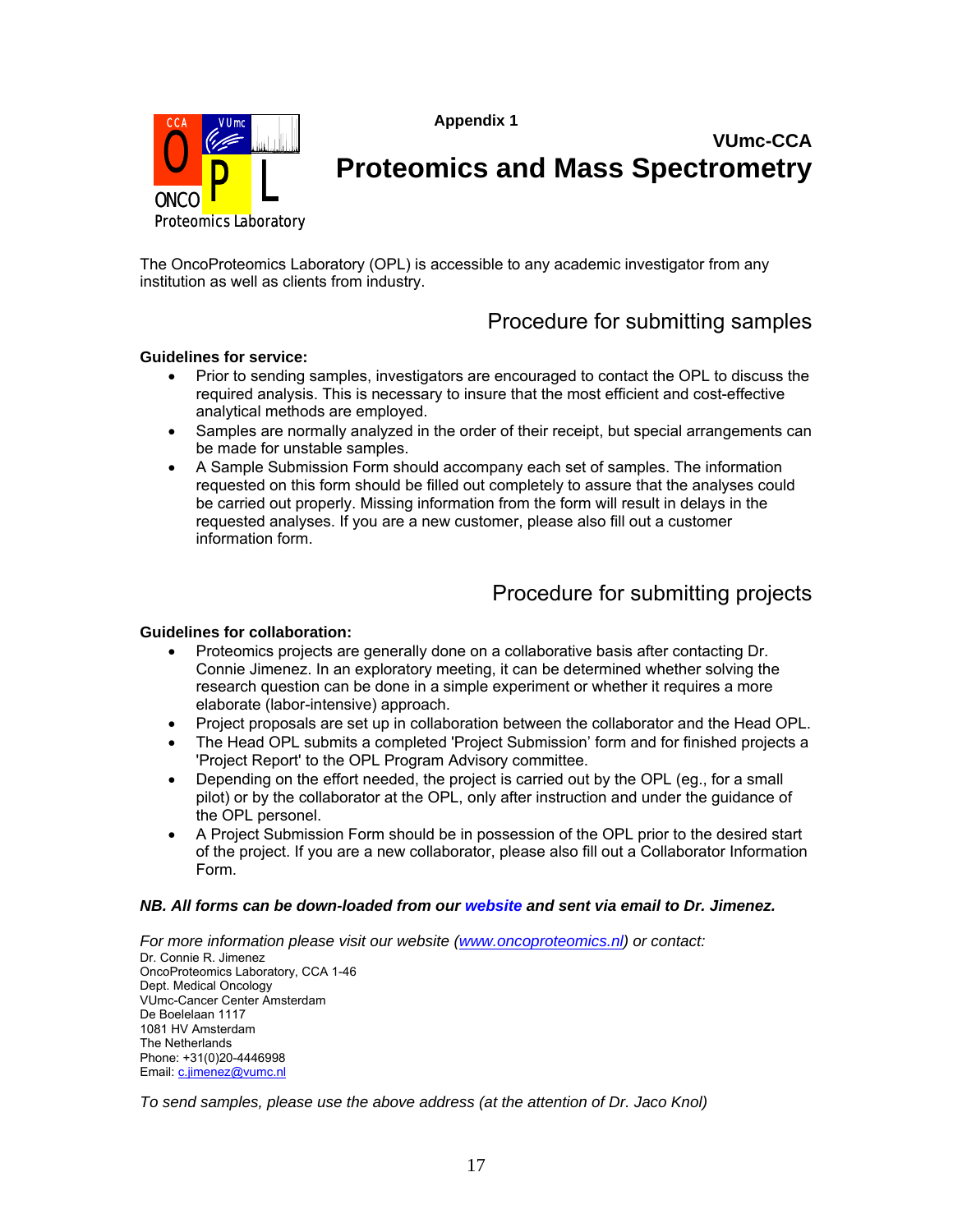Appendix 1

## VUmc-CCA

# Proteomics and Mass Spectrometry

The OncoProteomics Laboratory (OPL) is accessible to any academic investigator from any institution as well as clients from industry.

## Procedure for submitting samples

**Guidelines for service:**

- Prior to sending samples, investigators are encouraged to contact the OPL to discuss the required analysis. This is necessary to insure that the most efficient and cost-effective analytical methods are employed.
- Samples are normally analyzed in the order of their receipt, but special arrangements can be made for unstable samples.
- A Sample Submission Form should accompany each set of samples. The information requested on this form should be filled out completely to assure that the analyses could be carried out properly. Missing information from the form will result in delays in the requested analyses. If you are a new customer, please also fill out a customer information form.

## Procedure for submitting projects

**Guidelines for collaboration:**

- Proteomics projects are generally done on a collaborative basis after contacting Dr. Connie Jimenez. In an exploratory meeting, it can be determined whether solving the research question can be done in a simple experiment or whether it requires a more elaborate (labor-intensive) approach.
- Project proposals are set up in collaboration between the collaborator and the Head OPL.
- The Head OPL submits a completed 'Project Submission' form and for finished projects a 'Project Report' to the OPL Program Advisory committee.
- Depending on the effort needed, the project is carried out by the OPL (eg., for a small pilot) or by the collaborator at the OPL, only after instruction and under the guidance of the OPL personel.
- A Project Submission Form should be in possession of the OPL prior to the desired start of the project. If you are a new collaborator, please also fill out a Collaborator Information Form.

***NB. All forms can be down-loaded from our website and sent via email to Dr. Jimenez.***

*For more information please visit our website (www.oncoproteomics.nl) or contact:*

Dr. Connie R. Jimenez
OncoProteomics Laboratory, CCA 1-46
Dept. Medical Oncology
VUmc-Cancer Center Amsterdam
De Boelelaan 1117
1081 HV Amsterdam
The Netherlands
Phone: +31(0)20-4446998
Email: c.jimenez@vumc.nl

*To send samples, please use the above address (at the attention of Dr. Jaco Knol)*